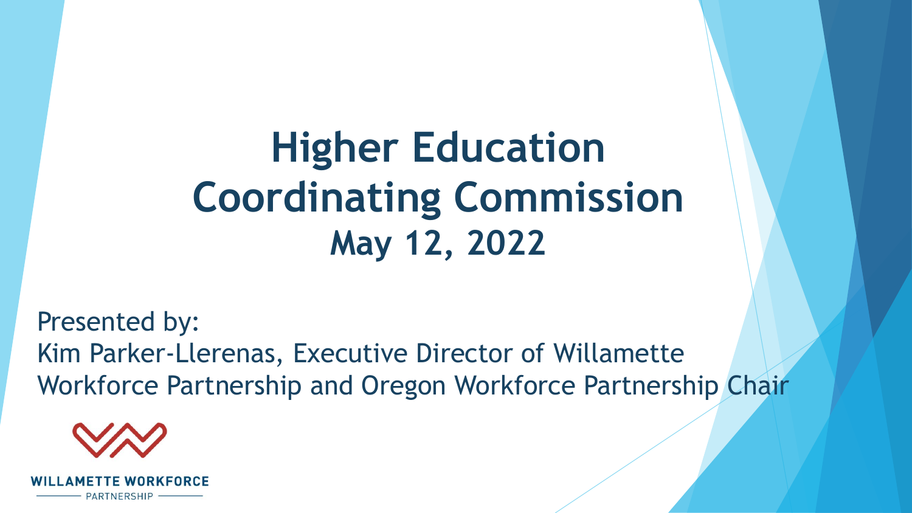# Higher Education Coordinating Commission

## May 12, 2022

Presented by:
Kim Parker-Llerenas, Executive Director of Willamette Workforce Partnership and Oregon Workforce Partnership Chair

WILLAMETTE WORKFORCE PARTNERSHIP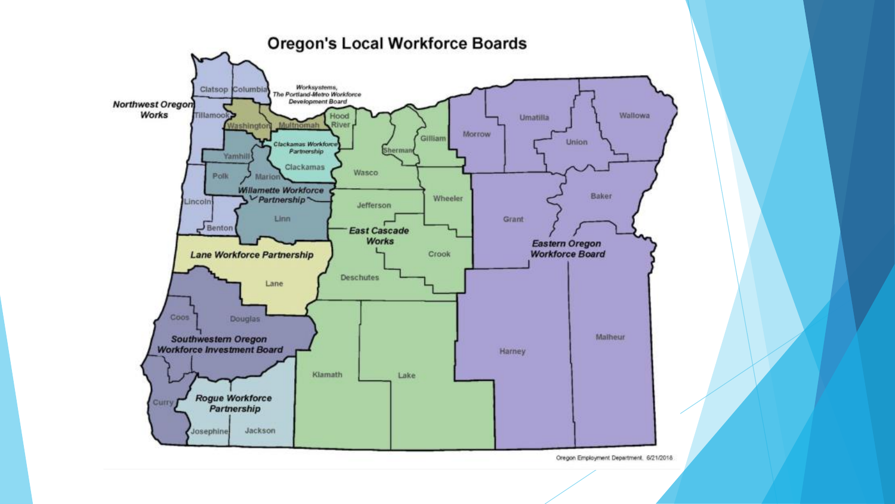# Oregon's Local Workforce Boards

Oregon Employment Department, 6/21/2018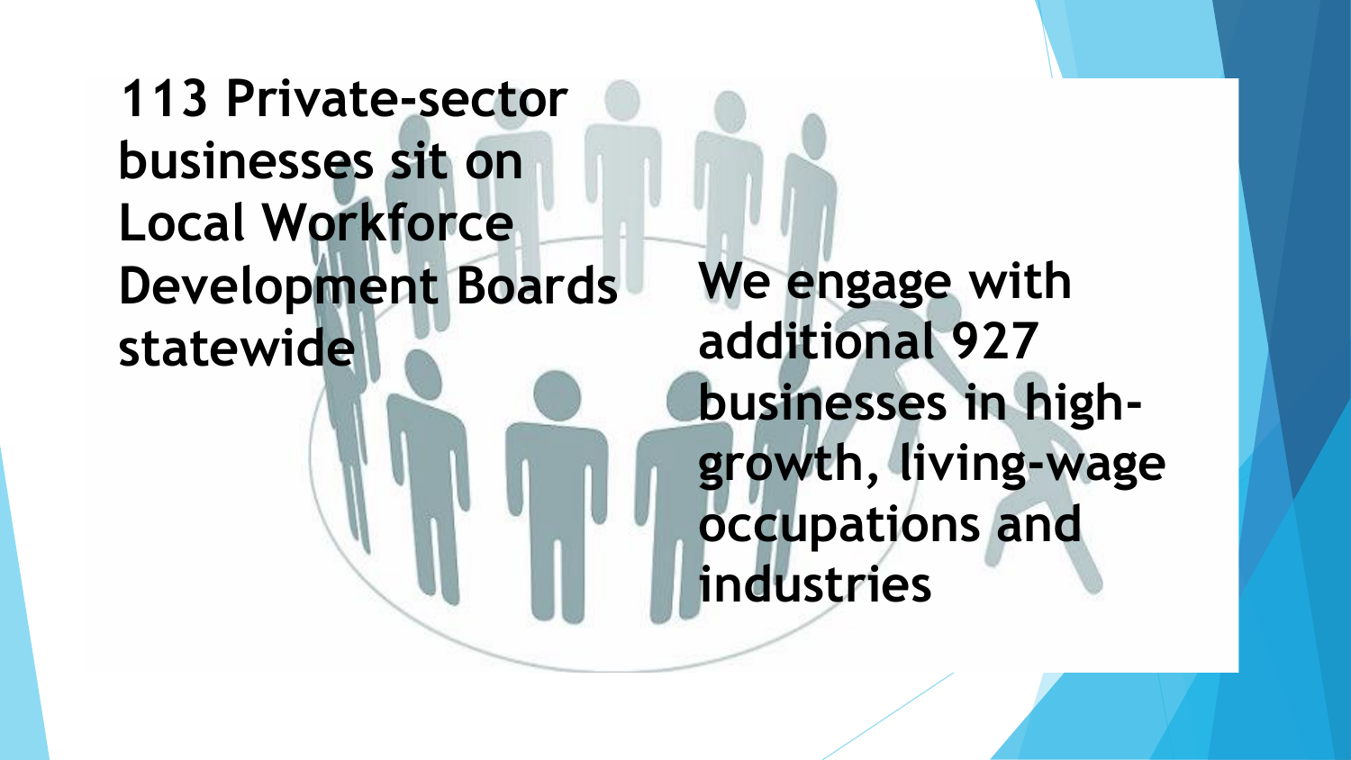**113 Private-sector businesses sit on Local Workforce Development Boards statewide**

**We engage with additional 927 businesses in high-growth, living-wage occupations and industries**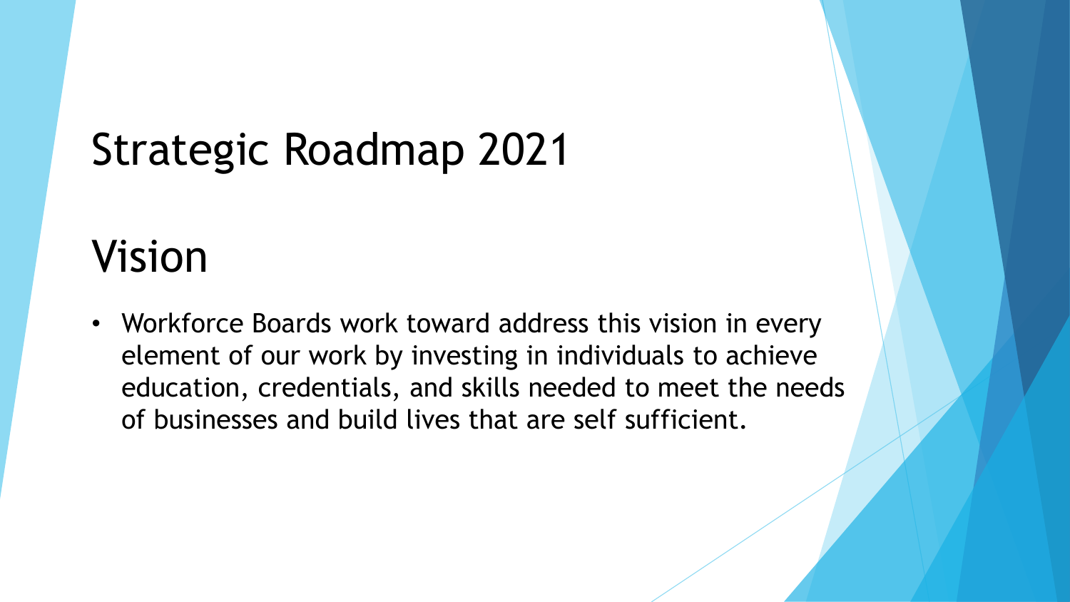# Strategic Roadmap 2021

## Vision

- Workforce Boards work toward address this vision in every element of our work by investing in individuals to achieve education, credentials, and skills needed to meet the needs of businesses and build lives that are self sufficient.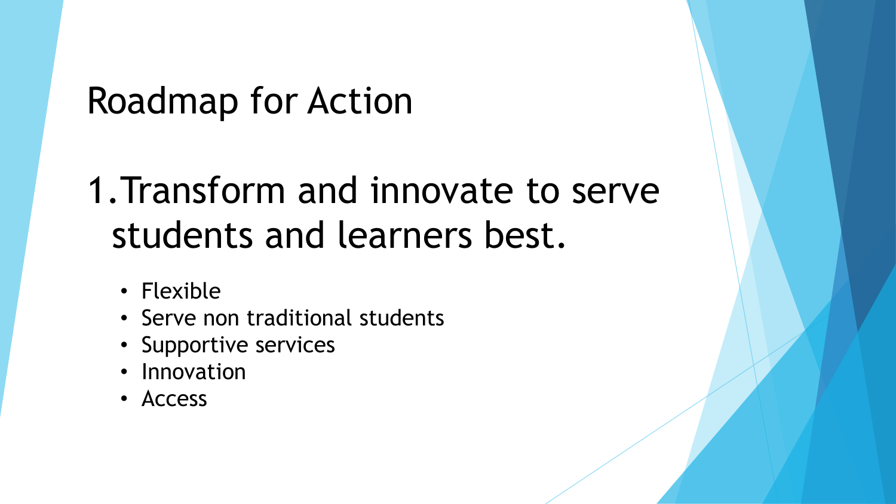# Roadmap for Action

## 1. Transform and innovate to serve students and learners best.

- Flexible
- Serve non traditional students
- Supportive services
- Innovation
- Access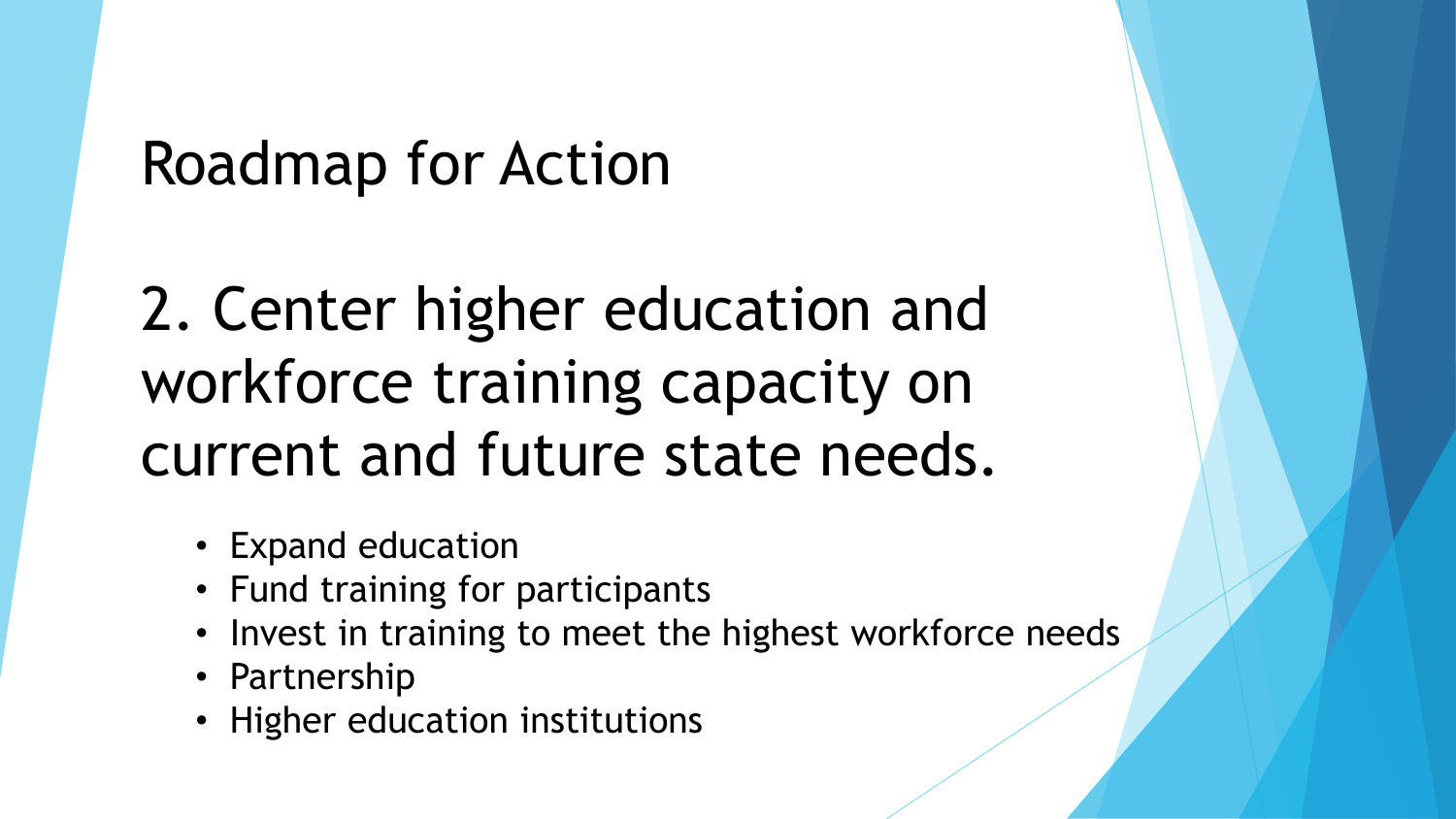# Roadmap for Action

## 2. Center higher education and workforce training capacity on current and future state needs.

- Expand education
- Fund training for participants
- Invest in training to meet the highest workforce needs
- Partnership
- Higher education institutions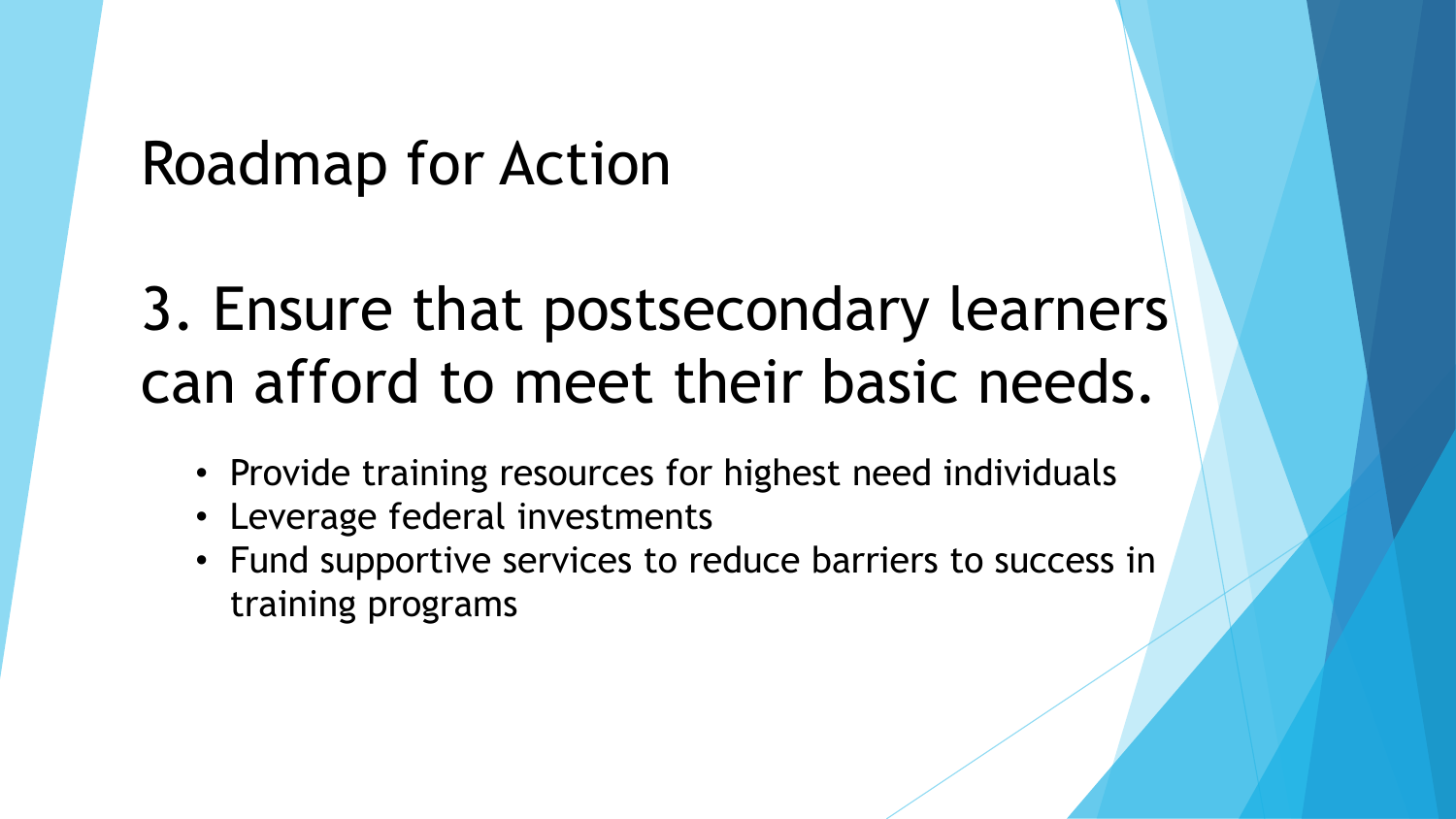# Roadmap for Action

## 3. Ensure that postsecondary learners can afford to meet their basic needs.

- Provide training resources for highest need individuals
- Leverage federal investments
- Fund supportive services to reduce barriers to success in training programs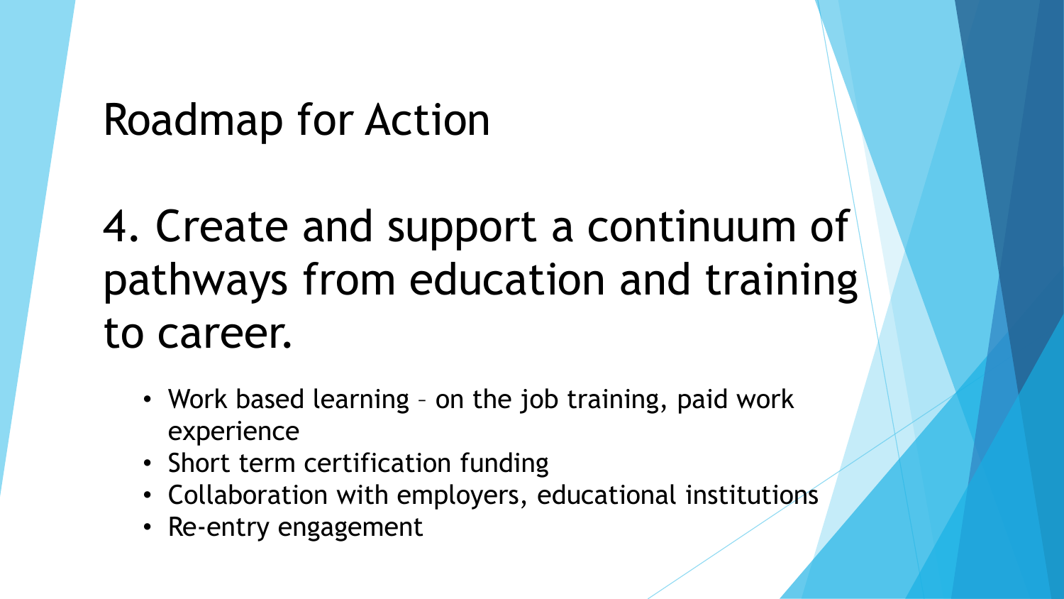# Roadmap for Action

## 4. Create and support a continuum of pathways from education and training to career.

- Work based learning – on the job training, paid work experience
- Short term certification funding
- Collaboration with employers, educational institutions
- Re-entry engagement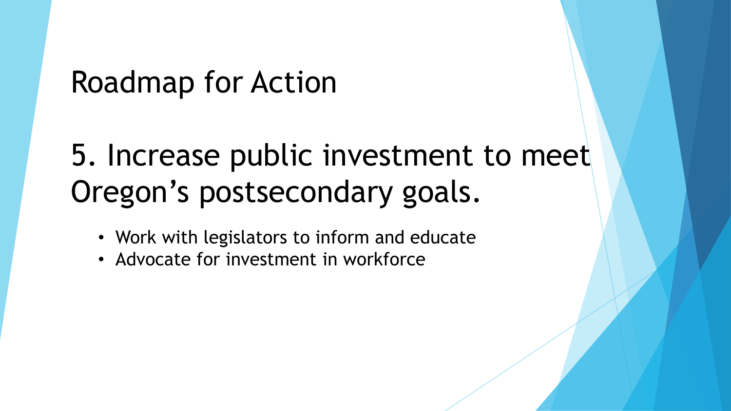# Roadmap for Action

## 5. Increase public investment to meet Oregon’s postsecondary goals.

- Work with legislators to inform and educate
- Advocate for investment in workforce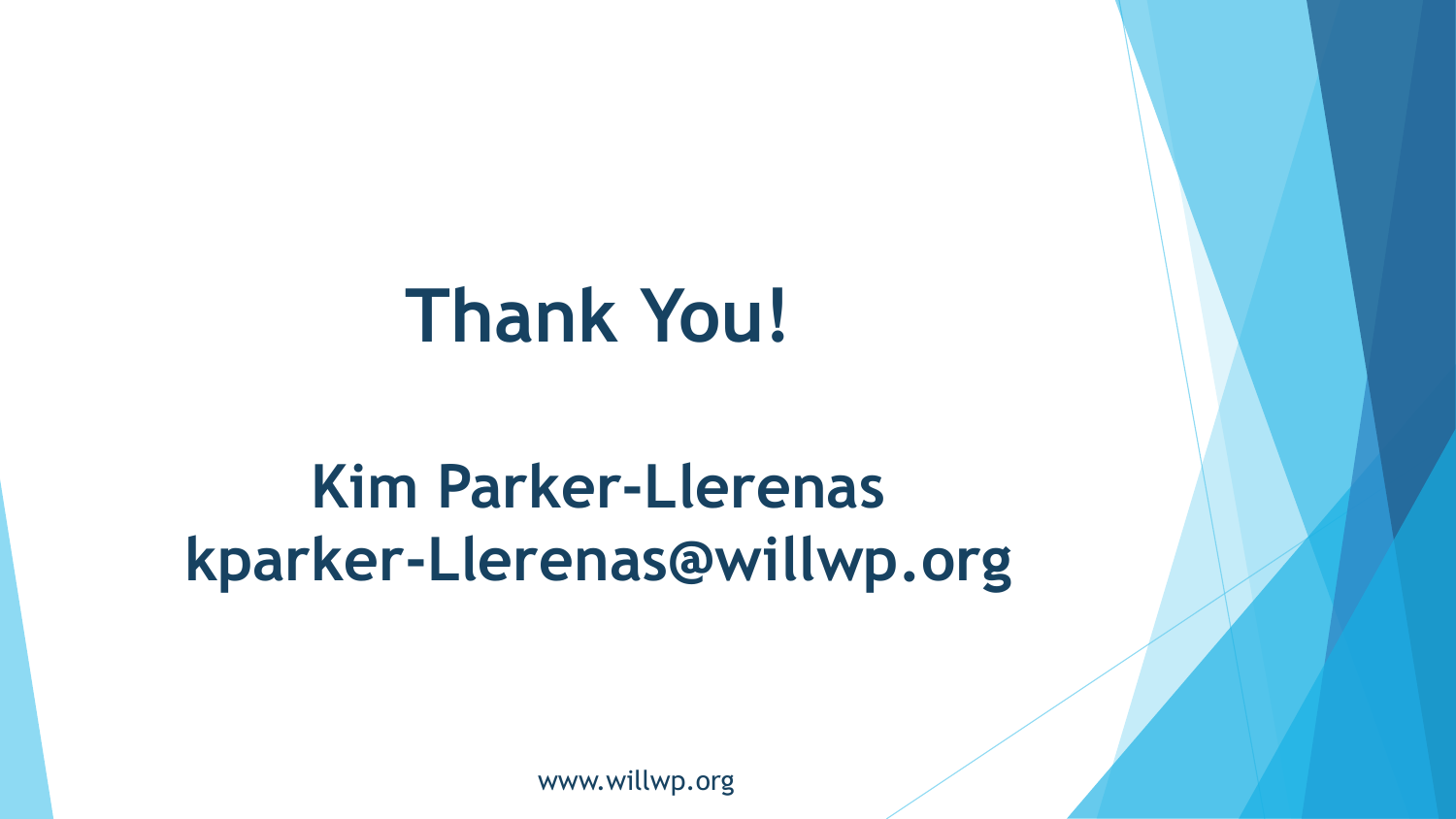# Thank You!

## Kim Parker-Llerenas
## kparker-Llerenas@willwp.org

www.willwp.org